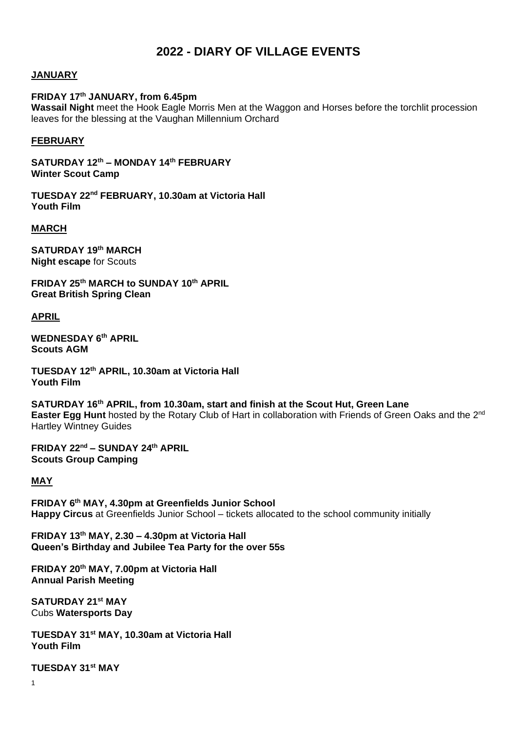# 2022 - DIARY OF VILLAGE EVENTS

## JANUARY

**FRIDAY 17th JANUARY, from 6.45pm**
**Wassail Night** meet the Hook Eagle Morris Men at the Waggon and Horses before the torchlit procession leaves for the blessing at the Vaughan Millennium Orchard

## FEBRUARY

**SATURDAY 12th – MONDAY 14th FEBRUARY**
**Winter Scout Camp**

**TUESDAY 22nd FEBRUARY, 10.30am at Victoria Hall**
**Youth Film**

## MARCH

**SATURDAY 19th MARCH**
**Night escape** for Scouts

**FRIDAY 25th MARCH to SUNDAY 10th APRIL**
**Great British Spring Clean**

## APRIL

**WEDNESDAY 6th APRIL**
**Scouts AGM**

**TUESDAY 12th APRIL, 10.30am at Victoria Hall**
**Youth Film**

**SATURDAY 16th APRIL, from 10.30am, start and finish at the Scout Hut, Green Lane**
**Easter Egg Hunt** hosted by the Rotary Club of Hart in collaboration with Friends of Green Oaks and the 2nd Hartley Wintney Guides

**FRIDAY 22nd – SUNDAY 24th APRIL**
**Scouts Group Camping**

## MAY

**FRIDAY 6th MAY, 4.30pm at Greenfields Junior School**
**Happy Circus** at Greenfields Junior School – tickets allocated to the school community initially

**FRIDAY 13th MAY, 2.30 – 4.30pm at Victoria Hall**
**Queen's Birthday and Jubilee Tea Party for the over 55s**

**FRIDAY 20th MAY, 7.00pm at Victoria Hall**
**Annual Parish Meeting**

**SATURDAY 21st MAY**
Cubs **Watersports Day**

**TUESDAY 31st MAY, 10.30am at Victoria Hall**
**Youth Film**

**TUESDAY 31st MAY**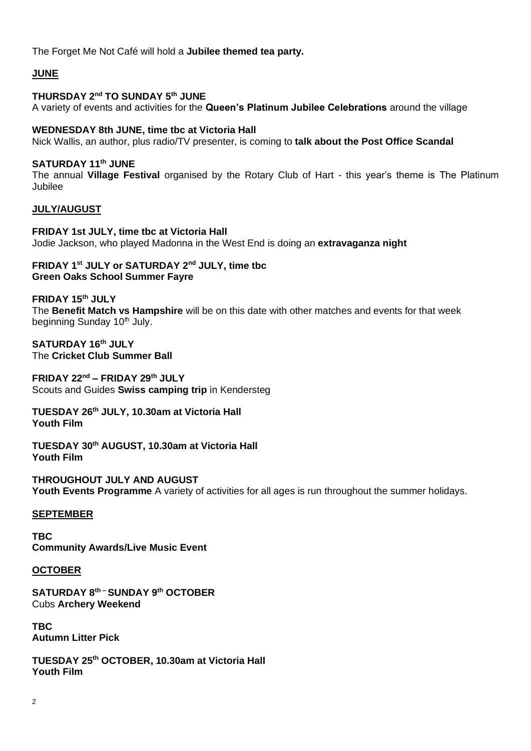The Forget Me Not Café will hold a **Jubilee themed tea party.**

## JUNE

**THURSDAY 2nd TO SUNDAY 5th JUNE**
A variety of events and activities for the **Queen's Platinum Jubilee Celebrations** around the village

**WEDNESDAY 8th JUNE, time tbc at Victoria Hall**
Nick Wallis, an author, plus radio/TV presenter, is coming to **talk about the Post Office Scandal**

**SATURDAY 11th JUNE**
The annual **Village Festival** organised by the Rotary Club of Hart - this year's theme is The Platinum Jubilee

## JULY/AUGUST

**FRIDAY 1st JULY, time tbc at Victoria Hall**
Jodie Jackson, who played Madonna in the West End is doing an **extravaganza night**

**FRIDAY 1st JULY or SATURDAY 2nd JULY, time tbc**
**Green Oaks School Summer Fayre**

**FRIDAY 15th JULY**
The **Benefit Match vs Hampshire** will be on this date with other matches and events for that week beginning Sunday 10th July.

**SATURDAY 16th JULY**
The **Cricket Club Summer Ball**

**FRIDAY 22nd – FRIDAY 29th JULY**
Scouts and Guides **Swiss camping trip** in Kendersteg

**TUESDAY 26th JULY, 10.30am at Victoria Hall**
**Youth Film**

**TUESDAY 30th AUGUST, 10.30am at Victoria Hall**
**Youth Film**

**THROUGHOUT JULY AND AUGUST**
**Youth Events Programme** A variety of activities for all ages is run throughout the summer holidays.

## SEPTEMBER

**TBC**
**Community Awards/Live Music Event**

## OCTOBER

**SATURDAY 8th – SUNDAY 9th OCTOBER**
Cubs **Archery Weekend**

**TBC**
**Autumn Litter Pick**

**TUESDAY 25th OCTOBER, 10.30am at Victoria Hall**
**Youth Film**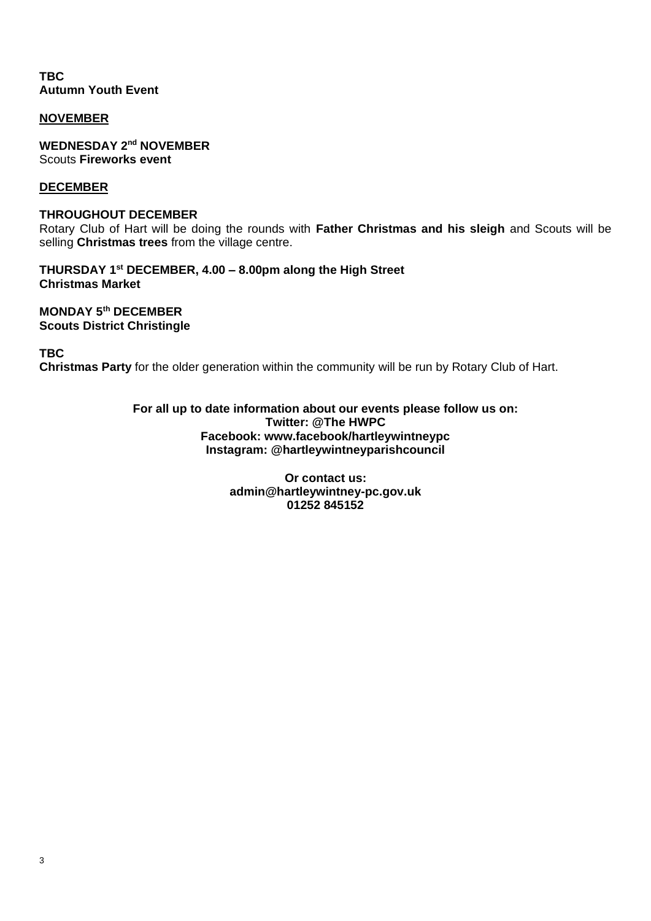**TBC**
**Autumn Youth Event**

## NOVEMBER

**WEDNESDAY 2nd NOVEMBER**
Scouts **Fireworks event**

## DECEMBER

**THROUGHOUT DECEMBER**
Rotary Club of Hart will be doing the rounds with **Father Christmas and his sleigh** and Scouts will be selling **Christmas trees** from the village centre.

**THURSDAY 1st DECEMBER, 4.00 – 8.00pm along the High Street**
**Christmas Market**

**MONDAY 5th DECEMBER**
**Scouts District Christingle**

**TBC**
**Christmas Party** for the older generation within the community will be run by Rotary Club of Hart.

**For all up to date information about our events please follow us on:**
**Twitter: @The HWPC**
**Facebook: www.facebook/hartleywintneypc**
**Instagram: @hartleywintneyparishcouncil**

**Or contact us:**
**admin@hartleywintney-pc.gov.uk**
**01252 845152**